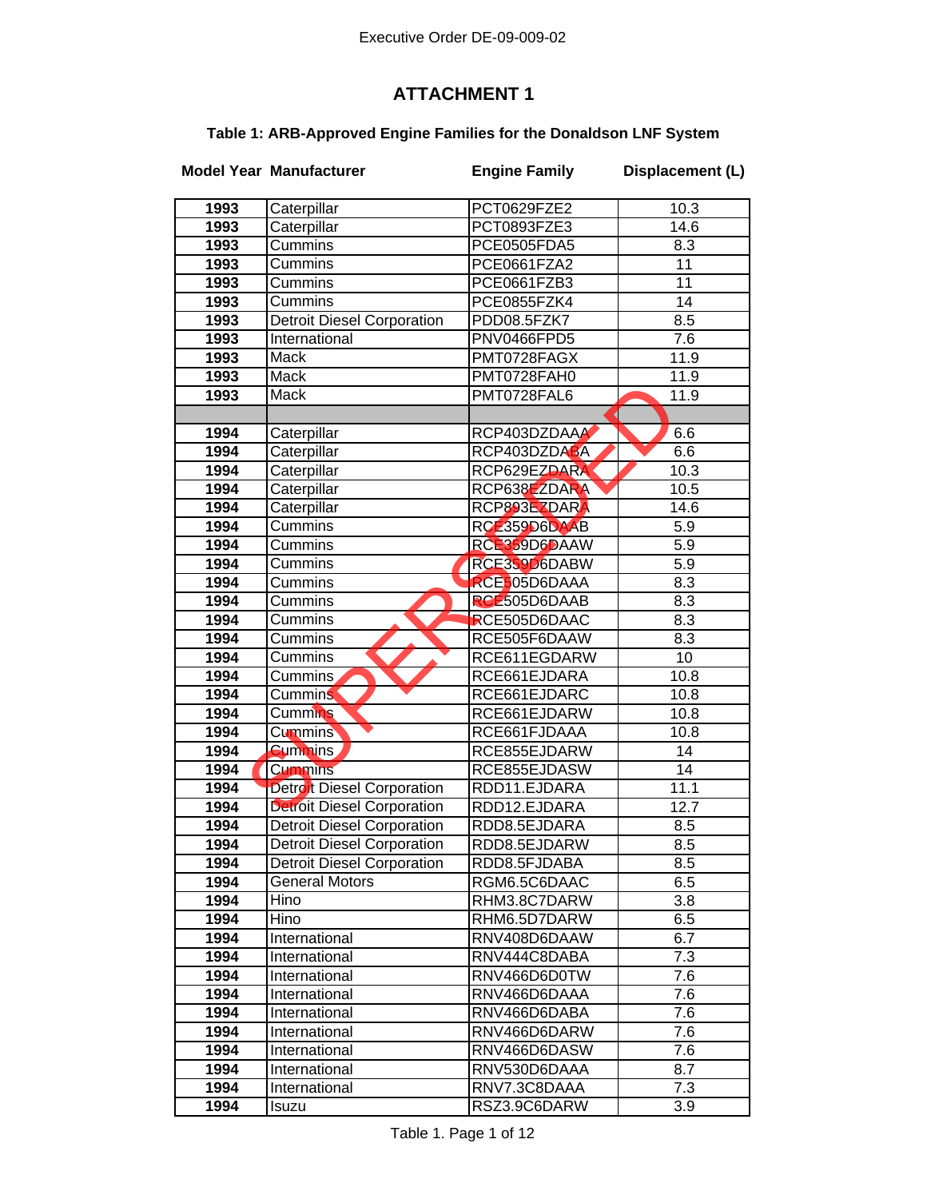# ATTACHMENT 1

### Table 1: ARB-Approved Engine Families for the Donaldson LNF System

| Model Year | Manufacturer | Engine Family | Displacement (L) |
|---|---|---|---|
| **1993** | Caterpillar | PCT0629FZE2 | 10.3 |
| **1993** | Caterpillar | PCT0893FZE3 | 14.6 |
| **1993** | Cummins | PCE0505FDA5 | 8.3 |
| **1993** | Cummins | PCE0661FZA2 | 11 |
| **1993** | Cummins | PCE0661FZB3 | 11 |
| **1993** | Cummins | PCE0855FZK4 | 14 |
| **1993** | Detroit Diesel Corporation | PDD08.5FZK7 | 8.5 |
| **1993** | International | PNV0466FPD5 | 7.6 |
| **1993** | Mack | PMT0728FAGX | 11.9 |
| **1993** | Mack | PMT0728FAH0 | 11.9 |
| **1993** | Mack | PMT0728FAL6 | 11.9 |
| | | | |
| **1994** | Caterpillar | RCP403DZDAAA | 6.6 |
| **1994** | Caterpillar | RCP403DZDABA | 6.6 |
| **1994** | Caterpillar | RCP629EZDARA | 10.3 |
| **1994** | Caterpillar | RCP638EZDARA | 10.5 |
| **1994** | Caterpillar | RCP893EZDARA | 14.6 |
| **1994** | Cummins | RCE359D6DAAB | 5.9 |
| **1994** | Cummins | RCE359D6DAAW | 5.9 |
| **1994** | Cummins | RCE359D6DABW | 5.9 |
| **1994** | Cummins | RCE505D6DAAA | 8.3 |
| **1994** | Cummins | RCE505D6DAAB | 8.3 |
| **1994** | Cummins | RCE505D6DAAC | 8.3 |
| **1994** | Cummins | RCE505F6DAAW | 8.3 |
| **1994** | Cummins | RCE611EGDARW | 10 |
| **1994** | Cummins | RCE661EJDARA | 10.8 |
| **1994** | Cummins | RCE661EJDARC | 10.8 |
| **1994** | Cummins | RCE661EJDARW | 10.8 |
| **1994** | Cummins | RCE661FJDAAA | 10.8 |
| **1994** | Cummins | RCE855EJDARW | 14 |
| **1994** | Cummins | RCE855EJDASW | 14 |
| **1994** | Detroit Diesel Corporation | RDD11.EJDARA | 11.1 |
| **1994** | Detroit Diesel Corporation | RDD12.EJDARA | 12.7 |
| **1994** | Detroit Diesel Corporation | RDD8.5EJDARA | 8.5 |
| **1994** | Detroit Diesel Corporation | RDD8.5EJDARW | 8.5 |
| **1994** | Detroit Diesel Corporation | RDD8.5FJDABA | 8.5 |
| **1994** | General Motors | RGM6.5C6DAAC | 6.5 |
| **1994** | Hino | RHM3.8C7DARW | 3.8 |
| **1994** | Hino | RHM6.5D7DARW | 6.5 |
| **1994** | International | RNV408D6DAAW | 6.7 |
| **1994** | International | RNV444C8DABA | 7.3 |
| **1994** | International | RNV466D6D0TW | 7.6 |
| **1994** | International | RNV466D6DAAA | 7.6 |
| **1994** | International | RNV466D6DABA | 7.6 |
| **1994** | International | RNV466D6DARW | 7.6 |
| **1994** | International | RNV466D6DASW | 7.6 |
| **1994** | International | RNV530D6DAAA | 8.7 |
| **1994** | International | RNV7.3C8DAAA | 7.3 |
| **1994** | Isuzu | RSZ3.9C6DARW | 3.9 |

SUPERSEDED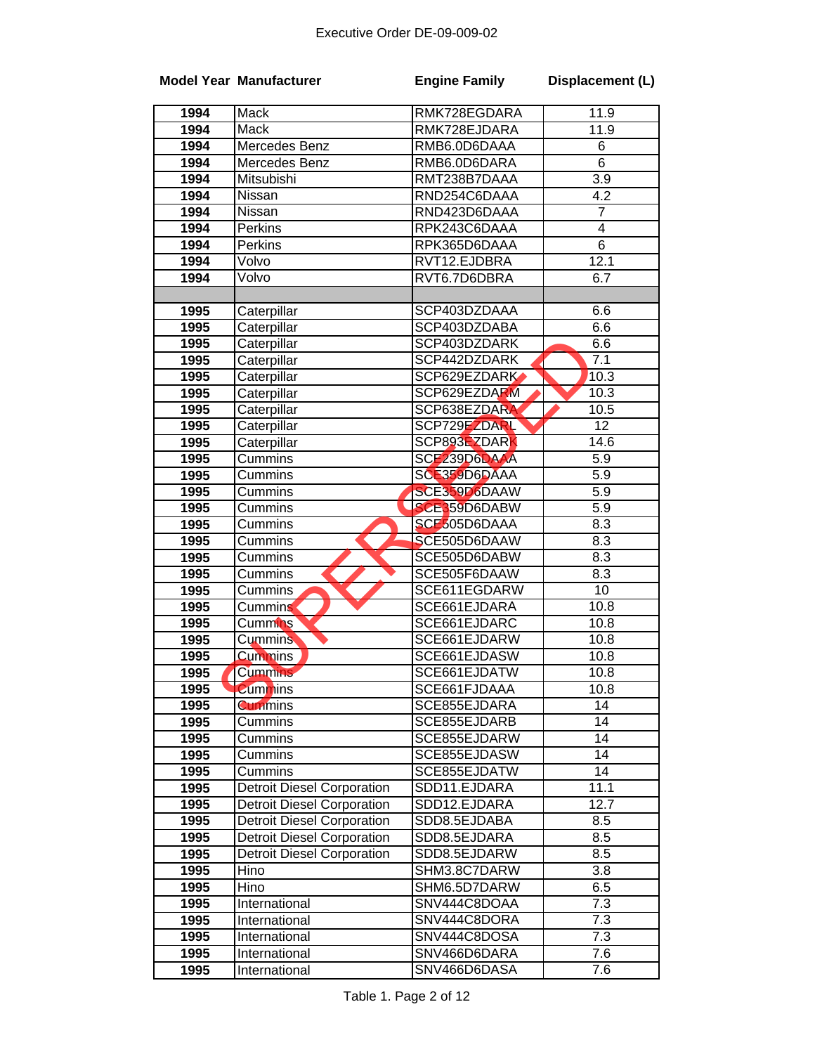Executive Order DE-09-009-02

SUPERSEDED

| Model Year | Manufacturer | Engine Family | Displacement (L) |
|---|---|---|---|
| 1994 | Mack | RMK728EGDARA | 11.9 |
| 1994 | Mack | RMK728EJDARA | 11.9 |
| 1994 | Mercedes Benz | RMB6.0D6DAAA | 6 |
| 1994 | Mercedes Benz | RMB6.0D6DARA | 6 |
| 1994 | Mitsubishi | RMT238B7DAAA | 3.9 |
| 1994 | Nissan | RND254C6DAAA | 4.2 |
| 1994 | Nissan | RND423D6DAAA | 7 |
| 1994 | Perkins | RPK243C6DAAA | 4 |
| 1994 | Perkins | RPK365D6DAAA | 6 |
| 1994 | Volvo | RVT12.EJDBRA | 12.1 |
| 1994 | Volvo | RVT6.7D6DBRA | 6.7 |
| | | | |
| 1995 | Caterpillar | SCP403DZDAAA | 6.6 |
| 1995 | Caterpillar | SCP403DZDABA | 6.6 |
| 1995 | Caterpillar | SCP403DZDARK | 6.6 |
| 1995 | Caterpillar | SCP442DZDARK | 7.1 |
| 1995 | Caterpillar | SCP629EZDARK | 10.3 |
| 1995 | Caterpillar | SCP629EZDARM | 10.3 |
| 1995 | Caterpillar | SCP638EZDARA | 10.5 |
| 1995 | Caterpillar | SCP729EZDARL | 12 |
| 1995 | Caterpillar | SCP893EZDARK | 14.6 |
| 1995 | Cummins | SCE239D6DAAA | 5.9 |
| 1995 | Cummins | SCE359D6DAAA | 5.9 |
| 1995 | Cummins | SCE359D6DAAW | 5.9 |
| 1995 | Cummins | SCE359D6DABW | 5.9 |
| 1995 | Cummins | SCE505D6DAAA | 8.3 |
| 1995 | Cummins | SCE505D6DAAW | 8.3 |
| 1995 | Cummins | SCE505D6DABW | 8.3 |
| 1995 | Cummins | SCE505F6DAAW | 8.3 |
| 1995 | Cummins | SCE611EGDARW | 10 |
| 1995 | Cummins | SCE661EJDARA | 10.8 |
| 1995 | Cummins | SCE661EJDARC | 10.8 |
| 1995 | Cummins | SCE661EJDARW | 10.8 |
| 1995 | Cummins | SCE661EJDASW | 10.8 |
| 1995 | Cummins | SCE661EJDATW | 10.8 |
| 1995 | Cummins | SCE661FJDAAA | 10.8 |
| 1995 | Cummins | SCE855EJDARA | 14 |
| 1995 | Cummins | SCE855EJDARB | 14 |
| 1995 | Cummins | SCE855EJDARW | 14 |
| 1995 | Cummins | SCE855EJDASW | 14 |
| 1995 | Cummins | SCE855EJDATW | 14 |
| 1995 | Detroit Diesel Corporation | SDD11.EJDARA | 11.1 |
| 1995 | Detroit Diesel Corporation | SDD12.EJDARA | 12.7 |
| 1995 | Detroit Diesel Corporation | SDD8.5EJDABA | 8.5 |
| 1995 | Detroit Diesel Corporation | SDD8.5EJDARA | 8.5 |
| 1995 | Detroit Diesel Corporation | SDD8.5EJDARW | 8.5 |
| 1995 | Hino | SHM3.8C7DARW | 3.8 |
| 1995 | Hino | SHM6.5D7DARW | 6.5 |
| 1995 | International | SNV444C8DOAA | 7.3 |
| 1995 | International | SNV444C8DORA | 7.3 |
| 1995 | International | SNV444C8DOSA | 7.3 |
| 1995 | International | SNV466D6DARA | 7.6 |
| 1995 | International | SNV466D6DASA | 7.6 |

Table 1. Page 2 of 12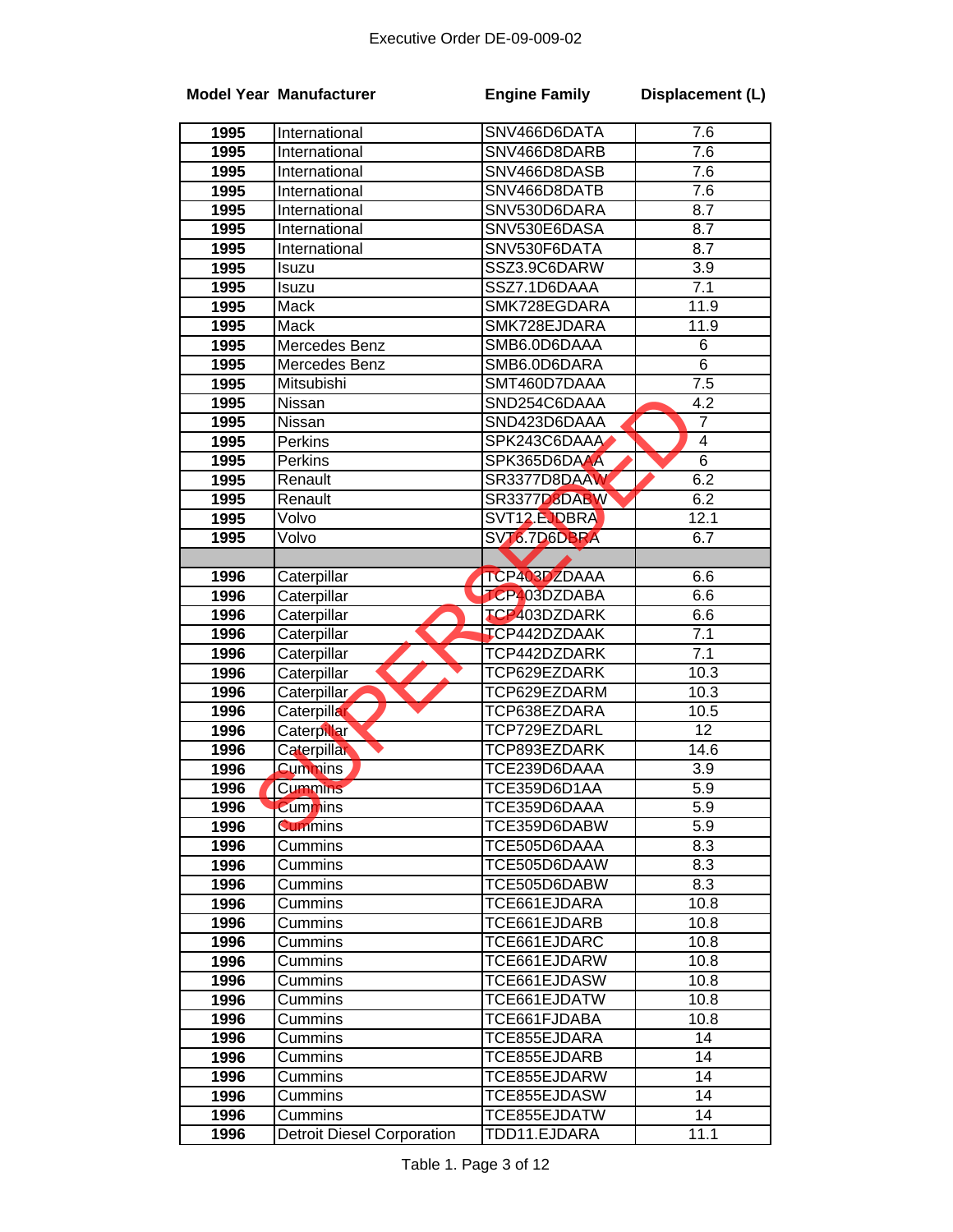| Model Year | Manufacturer | Engine Family | Displacement (L) |
|---|---|---|---|
| 1995 | International | SNV466D6DATA | 7.6 |
| 1995 | International | SNV466D8DARB | 7.6 |
| 1995 | International | SNV466D8DASB | 7.6 |
| 1995 | International | SNV466D8DATB | 7.6 |
| 1995 | International | SNV530D6DARA | 8.7 |
| 1995 | International | SNV530E6DASA | 8.7 |
| 1995 | International | SNV530F6DATA | 8.7 |
| 1995 | Isuzu | SSZ3.9C6DARW | 3.9 |
| 1995 | Isuzu | SSZ7.1D6DAAA | 7.1 |
| 1995 | Mack | SMK728EGDARA | 11.9 |
| 1995 | Mack | SMK728EJDARA | 11.9 |
| 1995 | Mercedes Benz | SMB6.0D6DAAA | 6 |
| 1995 | Mercedes Benz | SMB6.0D6DARA | 6 |
| 1995 | Mitsubishi | SMT460D7DAAA | 7.5 |
| 1995 | Nissan | SND254C6DAAA | 4.2 |
| 1995 | Nissan | SND423D6DAAA | 7 |
| 1995 | Perkins | SPK243C6DAAA | 4 |
| 1995 | Perkins | SPK365D6DAAA | 6 |
| 1995 | Renault | SR3377D8DAAW | 6.2 |
| 1995 | Renault | SR3377D8DABW | 6.2 |
| 1995 | Volvo | SVT12.EJDBRA | 12.1 |
| 1995 | Volvo | SVT6.7D6DBRA | 6.7 |
| | | | |
| 1996 | Caterpillar | TCP403DZDAAA | 6.6 |
| 1996 | Caterpillar | TCP403DZDABA | 6.6 |
| 1996 | Caterpillar | TCP403DZDARK | 6.6 |
| 1996 | Caterpillar | TCP442DZDAAK | 7.1 |
| 1996 | Caterpillar | TCP442DZDARK | 7.1 |
| 1996 | Caterpillar | TCP629EZDARK | 10.3 |
| 1996 | Caterpillar | TCP629EZDARM | 10.3 |
| 1996 | Caterpillar | TCP638EZDARA | 10.5 |
| 1996 | Caterpillar | TCP729EZDARL | 12 |
| 1996 | Caterpillar | TCP893EZDARK | 14.6 |
| 1996 | Cummins | TCE239D6DAAA | 3.9 |
| 1996 | Cummins | TCE359D6D1AA | 5.9 |
| 1996 | Cummins | TCE359D6DAAA | 5.9 |
| 1996 | Cummins | TCE359D6DABW | 5.9 |
| 1996 | Cummins | TCE505D6DAAA | 8.3 |
| 1996 | Cummins | TCE505D6DAAW | 8.3 |
| 1996 | Cummins | TCE505D6DABW | 8.3 |
| 1996 | Cummins | TCE661EJDARA | 10.8 |
| 1996 | Cummins | TCE661EJDARB | 10.8 |
| 1996 | Cummins | TCE661EJDARC | 10.8 |
| 1996 | Cummins | TCE661EJDARW | 10.8 |
| 1996 | Cummins | TCE661EJDASW | 10.8 |
| 1996 | Cummins | TCE661EJDATW | 10.8 |
| 1996 | Cummins | TCE661FJDABA | 10.8 |
| 1996 | Cummins | TCE855EJDARA | 14 |
| 1996 | Cummins | TCE855EJDARB | 14 |
| 1996 | Cummins | TCE855EJDARW | 14 |
| 1996 | Cummins | TCE855EJDASW | 14 |
| 1996 | Cummins | TCE855EJDATW | 14 |
| 1996 | Detroit Diesel Corporation | TDD11.EJDARA | 11.1 |

SUPERSEDED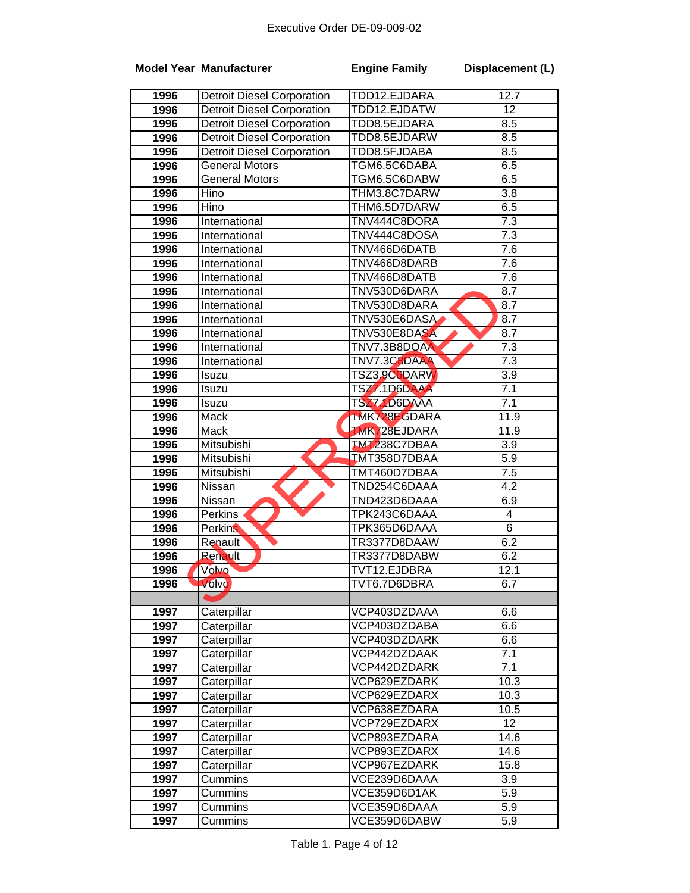Executive Order DE-09-009-02

SUPERSEDED

| Model Year | Manufacturer | Engine Family | Displacement (L) |
|---|---|---|---|
| 1996 | Detroit Diesel Corporation | TDD12.EJDARA | 12.7 |
| 1996 | Detroit Diesel Corporation | TDD12.EJDATW | 12 |
| 1996 | Detroit Diesel Corporation | TDD8.5EJDARA | 8.5 |
| 1996 | Detroit Diesel Corporation | TDD8.5EJDARW | 8.5 |
| 1996 | Detroit Diesel Corporation | TDD8.5FJDABA | 8.5 |
| 1996 | General Motors | TGM6.5C6DABA | 6.5 |
| 1996 | General Motors | TGM6.5C6DABW | 6.5 |
| 1996 | Hino | THM3.8C7DARW | 3.8 |
| 1996 | Hino | THM6.5D7DARW | 6.5 |
| 1996 | International | TNV444C8DORA | 7.3 |
| 1996 | International | TNV444C8DOSA | 7.3 |
| 1996 | International | TNV466D6DATB | 7.6 |
| 1996 | International | TNV466D8DARB | 7.6 |
| 1996 | International | TNV466D8DATB | 7.6 |
| 1996 | International | TNV530D6DARA | 8.7 |
| 1996 | International | TNV530D8DARA | 8.7 |
| 1996 | International | TNV530E6DASA | 8.7 |
| 1996 | International | TNV530E8DASA | 8.7 |
| 1996 | International | TNV7.3B8DOAA | 7.3 |
| 1996 | International | TNV7.3C8DAAA | 7.3 |
| 1996 | Isuzu | TSZ3.9C6DARW | 3.9 |
| 1996 | Isuzu | TSZ7.1D6DAAA | 7.1 |
| 1996 | Isuzu | TSZ7.1D6DAAA | 7.1 |
| 1996 | Mack | TMK728EGDARA | 11.9 |
| 1996 | Mack | TMK728EJDARA | 11.9 |
| 1996 | Mitsubishi | TMT238C7DBAA | 3.9 |
| 1996 | Mitsubishi | TMT358D7DBAA | 5.9 |
| 1996 | Mitsubishi | TMT460D7DBAA | 7.5 |
| 1996 | Nissan | TND254C6DAAA | 4.2 |
| 1996 | Nissan | TND423D6DAAA | 6.9 |
| 1996 | Perkins | TPK243C6DAAA | 4 |
| 1996 | Perkins | TPK365D6DAAA | 6 |
| 1996 | Renault | TR3377D8DAAW | 6.2 |
| 1996 | Renault | TR3377D8DABW | 6.2 |
| 1996 | Volvo | TVT12.EJDBRA | 12.1 |
| 1996 | Volvo | TVT6.7D6DBRA | 6.7 |
| | | | |
| 1997 | Caterpillar | VCP403DZDAAA | 6.6 |
| 1997 | Caterpillar | VCP403DZDABA | 6.6 |
| 1997 | Caterpillar | VCP403DZDARK | 6.6 |
| 1997 | Caterpillar | VCP442DZDAAK | 7.1 |
| 1997 | Caterpillar | VCP442DZDARK | 7.1 |
| 1997 | Caterpillar | VCP629EZDARK | 10.3 |
| 1997 | Caterpillar | VCP629EZDARX | 10.3 |
| 1997 | Caterpillar | VCP638EZDARA | 10.5 |
| 1997 | Caterpillar | VCP729EZDARX | 12 |
| 1997 | Caterpillar | VCP893EZDARA | 14.6 |
| 1997 | Caterpillar | VCP893EZDARX | 14.6 |
| 1997 | Caterpillar | VCP967EZDARK | 15.8 |
| 1997 | Cummins | VCE239D6DAAA | 3.9 |
| 1997 | Cummins | VCE359D6D1AK | 5.9 |
| 1997 | Cummins | VCE359D6DAAA | 5.9 |
| 1997 | Cummins | VCE359D6DABW | 5.9 |

Table 1. Page 4 of 12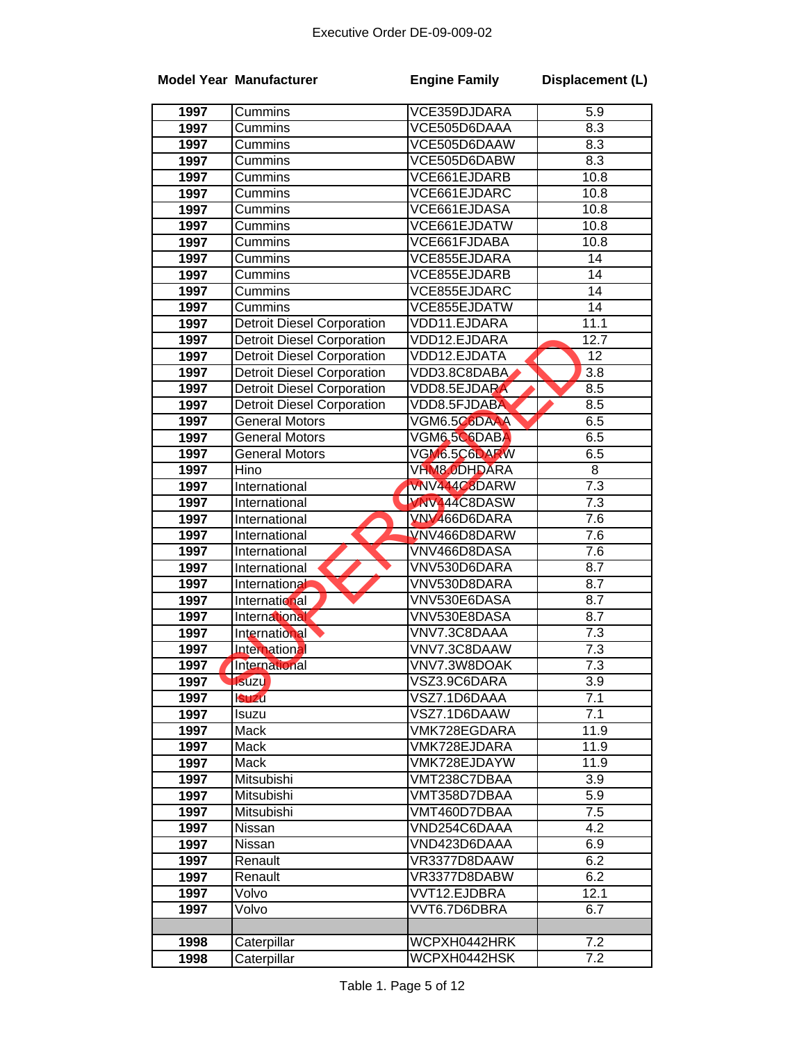Executive Order DE-09-009-02

| Model Year | Manufacturer | Engine Family | Displacement (L) |
|---|---|---|---|
| 1997 | Cummins | VCE359DJDARA | 5.9 |
| 1997 | Cummins | VCE505D6DAAA | 8.3 |
| 1997 | Cummins | VCE505D6DAAW | 8.3 |
| 1997 | Cummins | VCE505D6DABW | 8.3 |
| 1997 | Cummins | VCE661EJDARB | 10.8 |
| 1997 | Cummins | VCE661EJDARC | 10.8 |
| 1997 | Cummins | VCE661EJDASA | 10.8 |
| 1997 | Cummins | VCE661EJDATW | 10.8 |
| 1997 | Cummins | VCE661FJDABA | 10.8 |
| 1997 | Cummins | VCE855EJDARA | 14 |
| 1997 | Cummins | VCE855EJDARB | 14 |
| 1997 | Cummins | VCE855EJDARC | 14 |
| 1997 | Cummins | VCE855EJDATW | 14 |
| 1997 | Detroit Diesel Corporation | VDD11.EJDARA | 11.1 |
| 1997 | Detroit Diesel Corporation | VDD12.EJDARA | 12.7 |
| 1997 | Detroit Diesel Corporation | VDD12.EJDATA | 12 |
| 1997 | Detroit Diesel Corporation | VDD3.8C8DABA | 3.8 |
| 1997 | Detroit Diesel Corporation | VDD8.5EJDARA | 8.5 |
| 1997 | Detroit Diesel Corporation | VDD8.5FJDABA | 8.5 |
| 1997 | General Motors | VGM6.5C6DAAA | 6.5 |
| 1997 | General Motors | VGM6.5C6DABA | 6.5 |
| 1997 | General Motors | VGM6.5C6DARW | 6.5 |
| 1997 | Hino | VHM8.0DHDARA | 8 |
| 1997 | International | VNV444C8DARW | 7.3 |
| 1997 | International | VNV444C8DASW | 7.3 |
| 1997 | International | VNV466D6DARA | 7.6 |
| 1997 | International | VNV466D8DARW | 7.6 |
| 1997 | International | VNV466D8DASA | 7.6 |
| 1997 | International | VNV530D6DARA | 8.7 |
| 1997 | International | VNV530D8DARA | 8.7 |
| 1997 | International | VNV530E6DASA | 8.7 |
| 1997 | International | VNV530E8DASA | 8.7 |
| 1997 | International | VNV7.3C8DAAA | 7.3 |
| 1997 | International | VNV7.3C8DAAW | 7.3 |
| 1997 | International | VNV7.3W8DOAK | 7.3 |
| 1997 | Isuzu | VSZ3.9C6DARA | 3.9 |
| 1997 | Isuzu | VSZ7.1D6DAAA | 7.1 |
| 1997 | Isuzu | VSZ7.1D6DAAW | 7.1 |
| 1997 | Mack | VMK728EGDARA | 11.9 |
| 1997 | Mack | VMK728EJDARA | 11.9 |
| 1997 | Mack | VMK728EJDAYW | 11.9 |
| 1997 | Mitsubishi | VMT238C7DBAA | 3.9 |
| 1997 | Mitsubishi | VMT358D7DBAA | 5.9 |
| 1997 | Mitsubishi | VMT460D7DBAA | 7.5 |
| 1997 | Nissan | VND254C6DAAA | 4.2 |
| 1997 | Nissan | VND423D6DAAA | 6.9 |
| 1997 | Renault | VR3377D8DAAW | 6.2 |
| 1997 | Renault | VR3377D8DABW | 6.2 |
| 1997 | Volvo | VVT12.EJDBRA | 12.1 |
| 1997 | Volvo | VVT6.7D6DBRA | 6.7 |
| | | | |
| 1998 | Caterpillar | WCPXH0442HRK | 7.2 |
| 1998 | Caterpillar | WCPXH0442HSK | 7.2 |

SUPERSEDED

Table 1. Page 5 of 12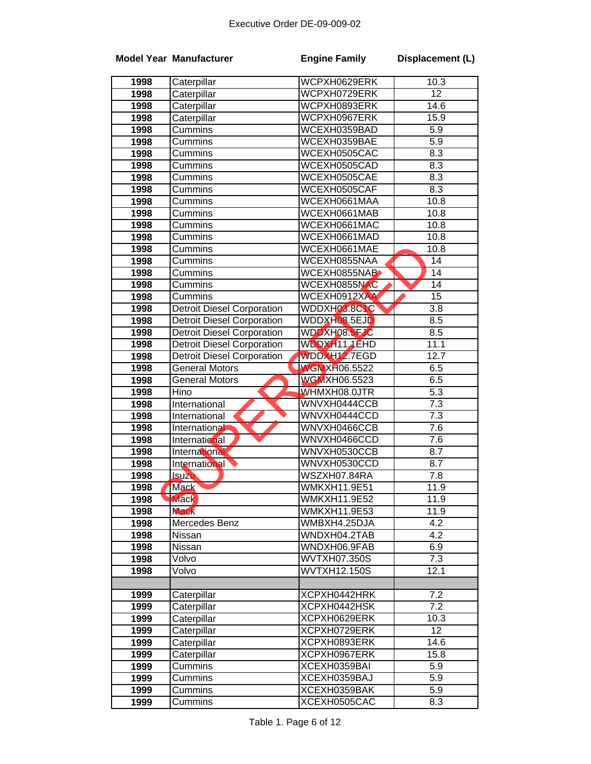Executive Order DE-09-009-02

| Model Year | Manufacturer | Engine Family | Displacement (L) |
|---|---|---|---|
| 1998 | Caterpillar | WCPXH0629ERK | 10.3 |
| 1998 | Caterpillar | WCPXH0729ERK | 12 |
| 1998 | Caterpillar | WCPXH0893ERK | 14.6 |
| 1998 | Caterpillar | WCPXH0967ERK | 15.9 |
| 1998 | Cummins | WCEXH0359BAD | 5.9 |
| 1998 | Cummins | WCEXH0359BAE | 5.9 |
| 1998 | Cummins | WCEXH0505CAC | 8.3 |
| 1998 | Cummins | WCEXH0505CAD | 8.3 |
| 1998 | Cummins | WCEXH0505CAE | 8.3 |
| 1998 | Cummins | WCEXH0505CAF | 8.3 |
| 1998 | Cummins | WCEXH0661MAA | 10.8 |
| 1998 | Cummins | WCEXH0661MAB | 10.8 |
| 1998 | Cummins | WCEXH0661MAC | 10.8 |
| 1998 | Cummins | WCEXH0661MAD | 10.8 |
| 1998 | Cummins | WCEXH0661MAE | 10.8 |
| 1998 | Cummins | WCEXH0855NAA | 14 |
| 1998 | Cummins | WCEXH0855NAB | 14 |
| 1998 | Cummins | WCEXH0855NAC | 14 |
| 1998 | Cummins | WCEXH0912XAA | 15 |
| 1998 | Detroit Diesel Corporation | WDDXH03.8C1C | 3.8 |
| 1998 | Detroit Diesel Corporation | WDDXH08.5EJD | 8.5 |
| 1998 | Detroit Diesel Corporation | WDDXH08.5EJC | 8.5 |
| 1998 | Detroit Diesel Corporation | WDDXH11.1EHD | 11.1 |
| 1998 | Detroit Diesel Corporation | WDDXH12.7EGD | 12.7 |
| 1998 | General Motors | WGMXH06.5522 | 6.5 |
| 1998 | General Motors | WGMXH06.5523 | 6.5 |
| 1998 | Hino | WHMXH08.0JTR | 5.3 |
| 1998 | International | WNVXH0444CCB | 7.3 |
| 1998 | International | WNVXH0444CCD | 7.3 |
| 1998 | International | WNVXH0466CCB | 7.6 |
| 1998 | International | WNVXH0466CCD | 7.6 |
| 1998 | International | WNVXH0530CCB | 8.7 |
| 1998 | International | WNVXH0530CCD | 8.7 |
| 1998 | Isuzu | WSZXH07.84RA | 7.8 |
| 1998 | Mack | WMKXH11.9E51 | 11.9 |
| 1998 | Mack | WMKXH11.9E52 | 11.9 |
| 1998 | Mack | WMKXH11.9E53 | 11.9 |
| 1998 | Mercedes Benz | WMBXH4.25DJA | 4.2 |
| 1998 | Nissan | WNDXH04.2TAB | 4.2 |
| 1998 | Nissan | WNDXH06.9FAB | 6.9 |
| 1998 | Volvo | WVTXH07.350S | 7.3 |
| 1998 | Volvo | WVTXH12.150S | 12.1 |
| | | | |
| 1999 | Caterpillar | XCPXH0442HRK | 7.2 |
| 1999 | Caterpillar | XCPXH0442HSK | 7.2 |
| 1999 | Caterpillar | XCPXH0629ERK | 10.3 |
| 1999 | Caterpillar | XCPXH0729ERK | 12 |
| 1999 | Caterpillar | XCPXH0893ERK | 14.6 |
| 1999 | Caterpillar | XCPXH0967ERK | 15.8 |
| 1999 | Cummins | XCEXH0359BAI | 5.9 |
| 1999 | Cummins | XCEXH0359BAJ | 5.9 |
| 1999 | Cummins | XCEXH0359BAK | 5.9 |
| 1999 | Cummins | XCEXH0505CAC | 8.3 |

SUPERSEDED

Table 1. Page 6 of 12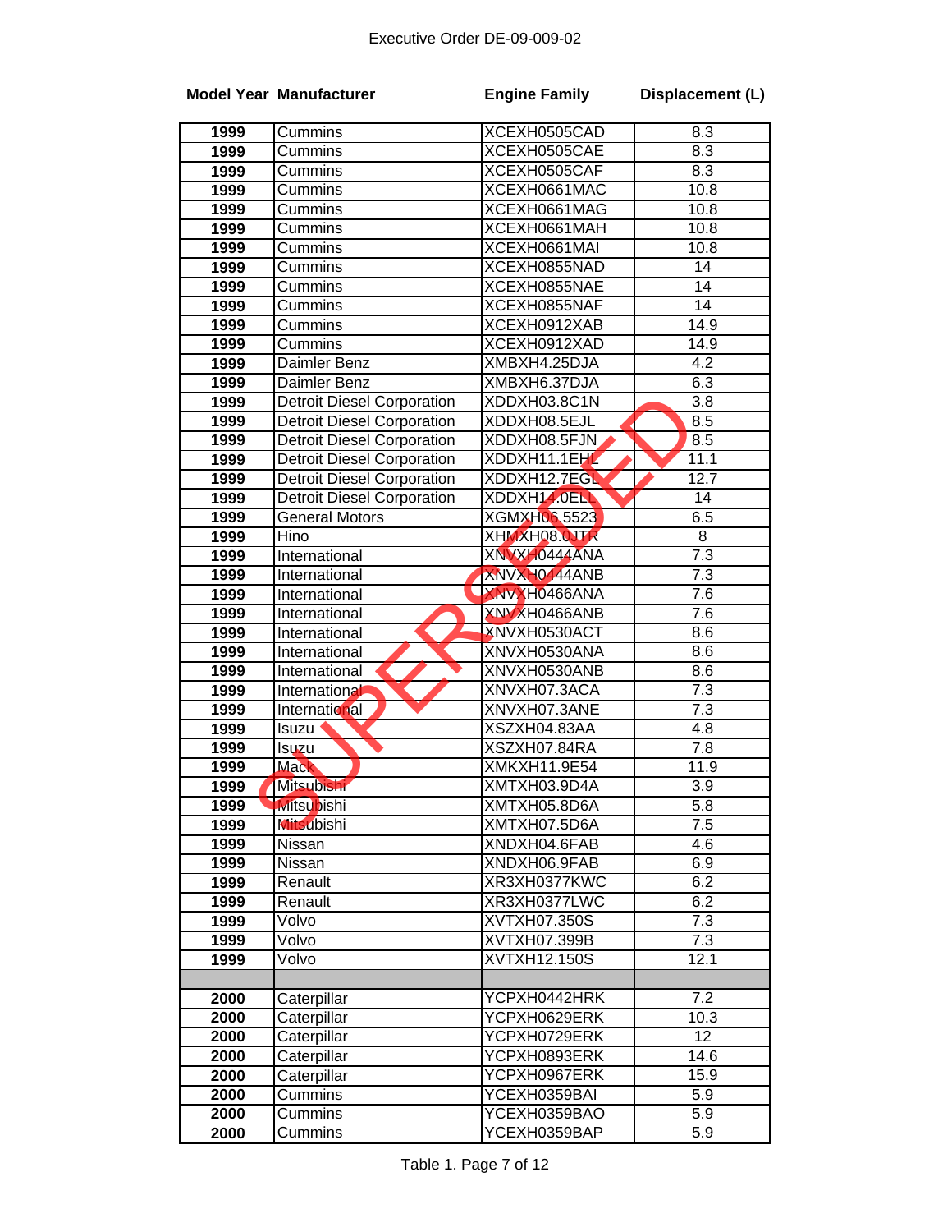Executive Order DE-09-009-02

| Model Year | Manufacturer | Engine Family | Displacement (L) |
|---|---|---|---|
| 1999 | Cummins | XCEXH0505CAD | 8.3 |
| 1999 | Cummins | XCEXH0505CAE | 8.3 |
| 1999 | Cummins | XCEXH0505CAF | 8.3 |
| 1999 | Cummins | XCEXH0661MAC | 10.8 |
| 1999 | Cummins | XCEXH0661MAG | 10.8 |
| 1999 | Cummins | XCEXH0661MAH | 10.8 |
| 1999 | Cummins | XCEXH0661MAI | 10.8 |
| 1999 | Cummins | XCEXH0855NAD | 14 |
| 1999 | Cummins | XCEXH0855NAE | 14 |
| 1999 | Cummins | XCEXH0855NAF | 14 |
| 1999 | Cummins | XCEXH0912XAB | 14.9 |
| 1999 | Cummins | XCEXH0912XAD | 14.9 |
| 1999 | Daimler Benz | XMBXH4.25DJA | 4.2 |
| 1999 | Daimler Benz | XMBXH6.37DJA | 6.3 |
| 1999 | Detroit Diesel Corporation | XDDXH03.8C1N | 3.8 |
| 1999 | Detroit Diesel Corporation | XDDXH08.5EJL | 8.5 |
| 1999 | Detroit Diesel Corporation | XDDXH08.5FJN | 8.5 |
| 1999 | Detroit Diesel Corporation | XDDXH11.1EHL | 11.1 |
| 1999 | Detroit Diesel Corporation | XDDXH12.7EGL | 12.7 |
| 1999 | Detroit Diesel Corporation | XDDXH14.0ELL | 14 |
| 1999 | General Motors | XGMXH06.5523 | 6.5 |
| 1999 | Hino | XHMXH08.0JTR | 8 |
| 1999 | International | XNVXH0444ANA | 7.3 |
| 1999 | International | XNVXH0444ANB | 7.3 |
| 1999 | International | XNVXH0466ANA | 7.6 |
| 1999 | International | XNVXH0466ANB | 7.6 |
| 1999 | International | XNVXH0530ACT | 8.6 |
| 1999 | International | XNVXH0530ANA | 8.6 |
| 1999 | International | XNVXH0530ANB | 8.6 |
| 1999 | International | XNVXH07.3ACA | 7.3 |
| 1999 | International | XNVXH07.3ANE | 7.3 |
| 1999 | Isuzu | XSZXH04.83AA | 4.8 |
| 1999 | Isuzu | XSZXH07.84RA | 7.8 |
| 1999 | Mack | XMKXH11.9E54 | 11.9 |
| 1999 | Mitsubishi | XMTXH03.9D4A | 3.9 |
| 1999 | Mitsubishi | XMTXH05.8D6A | 5.8 |
| 1999 | Mitsubishi | XMTXH07.5D6A | 7.5 |
| 1999 | Nissan | XNDXH04.6FAB | 4.6 |
| 1999 | Nissan | XNDXH06.9FAB | 6.9 |
| 1999 | Renault | XR3XH0377KWC | 6.2 |
| 1999 | Renault | XR3XH0377LWC | 6.2 |
| 1999 | Volvo | XVTXH07.350S | 7.3 |
| 1999 | Volvo | XVTXH07.399B | 7.3 |
| 1999 | Volvo | XVTXH12.150S | 12.1 |
| | | | |
| 2000 | Caterpillar | YCPXH0442HRK | 7.2 |
| 2000 | Caterpillar | YCPXH0629ERK | 10.3 |
| 2000 | Caterpillar | YCPXH0729ERK | 12 |
| 2000 | Caterpillar | YCPXH0893ERK | 14.6 |
| 2000 | Caterpillar | YCPXH0967ERK | 15.9 |
| 2000 | Cummins | YCEXH0359BAI | 5.9 |
| 2000 | Cummins | YCEXH0359BAO | 5.9 |
| 2000 | Cummins | YCEXH0359BAP | 5.9 |

SUPERSEDED

Table 1. Page 7 of 12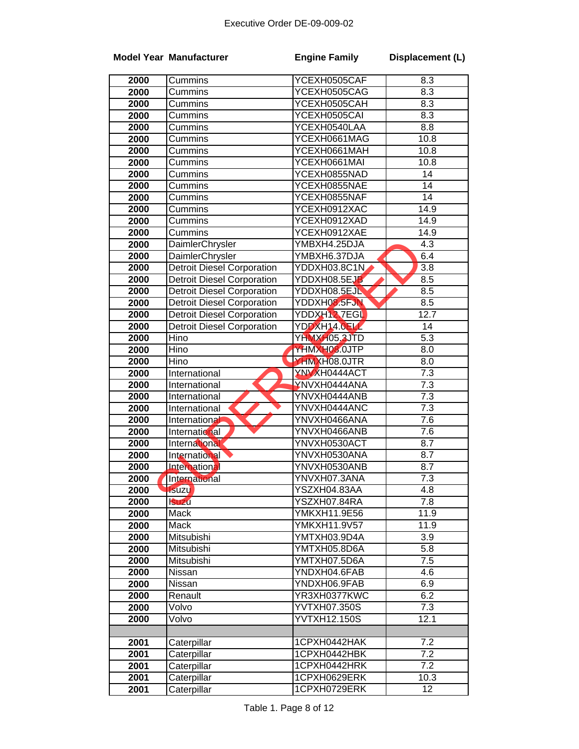Executive Order DE-09-009-02

SUPERSEDED

| Model Year | Manufacturer | Engine Family | Displacement (L) |
|---|---|---|---|
| 2000 | Cummins | YCEXH0505CAF | 8.3 |
| 2000 | Cummins | YCEXH0505CAG | 8.3 |
| 2000 | Cummins | YCEXH0505CAH | 8.3 |
| 2000 | Cummins | YCEXH0505CAI | 8.3 |
| 2000 | Cummins | YCEXH0540LAA | 8.8 |
| 2000 | Cummins | YCEXH0661MAG | 10.8 |
| 2000 | Cummins | YCEXH0661MAH | 10.8 |
| 2000 | Cummins | YCEXH0661MAI | 10.8 |
| 2000 | Cummins | YCEXH0855NAD | 14 |
| 2000 | Cummins | YCEXH0855NAE | 14 |
| 2000 | Cummins | YCEXH0855NAF | 14 |
| 2000 | Cummins | YCEXH0912XAC | 14.9 |
| 2000 | Cummins | YCEXH0912XAD | 14.9 |
| 2000 | Cummins | YCEXH0912XAE | 14.9 |
| 2000 | DaimlerChrysler | YMBXH4.25DJA | 4.3 |
| 2000 | DaimlerChrysler | YMBXH6.37DJA | 6.4 |
| 2000 | Detroit Diesel Corporation | YDDXH03.8C1N | 3.8 |
| 2000 | Detroit Diesel Corporation | YDDXH08.5EJB | 8.5 |
| 2000 | Detroit Diesel Corporation | YDDXH08.5EJL | 8.5 |
| 2000 | Detroit Diesel Corporation | YDDXH08.5FJN | 8.5 |
| 2000 | Detroit Diesel Corporation | YDDXH12.7EGL | 12.7 |
| 2000 | Detroit Diesel Corporation | YDDXH14.0ELL | 14 |
| 2000 | Hino | YHMXH05.3JTD | 5.3 |
| 2000 | Hino | YHMXH08.0JTP | 8.0 |
| 2000 | Hino | YHMXH08.0JTR | 8.0 |
| 2000 | International | YNVXH0444ACT | 7.3 |
| 2000 | International | YNVXH0444ANA | 7.3 |
| 2000 | International | YNVXH0444ANB | 7.3 |
| 2000 | International | YNVXH0444ANC | 7.3 |
| 2000 | International | YNVXH0466ANA | 7.6 |
| 2000 | International | YNVXH0466ANB | 7.6 |
| 2000 | International | YNVXH0530ACT | 8.7 |
| 2000 | International | YNVXH0530ANA | 8.7 |
| 2000 | International | YNVXH0530ANB | 8.7 |
| 2000 | International | YNVXH07.3ANA | 7.3 |
| 2000 | Isuzu | YSZXH04.83AA | 4.8 |
| 2000 | Isuzu | YSZXH07.84RA | 7.8 |
| 2000 | Mack | YMKXH11.9E56 | 11.9 |
| 2000 | Mack | YMKXH11.9V57 | 11.9 |
| 2000 | Mitsubishi | YMTXH03.9D4A | 3.9 |
| 2000 | Mitsubishi | YMTXH05.8D6A | 5.8 |
| 2000 | Mitsubishi | YMTXH07.5D6A | 7.5 |
| 2000 | Nissan | YNDXH04.6FAB | 4.6 |
| 2000 | Nissan | YNDXH06.9FAB | 6.9 |
| 2000 | Renault | YR3XH0377KWC | 6.2 |
| 2000 | Volvo | YVTXH07.350S | 7.3 |
| 2000 | Volvo | YVTXH12.150S | 12.1 |
| | | | |
| 2001 | Caterpillar | 1CPXH0442HAK | 7.2 |
| 2001 | Caterpillar | 1CPXH0442HBK | 7.2 |
| 2001 | Caterpillar | 1CPXH0442HRK | 7.2 |
| 2001 | Caterpillar | 1CPXH0629ERK | 10.3 |
| 2001 | Caterpillar | 1CPXH0729ERK | 12 |

Table 1. Page 8 of 12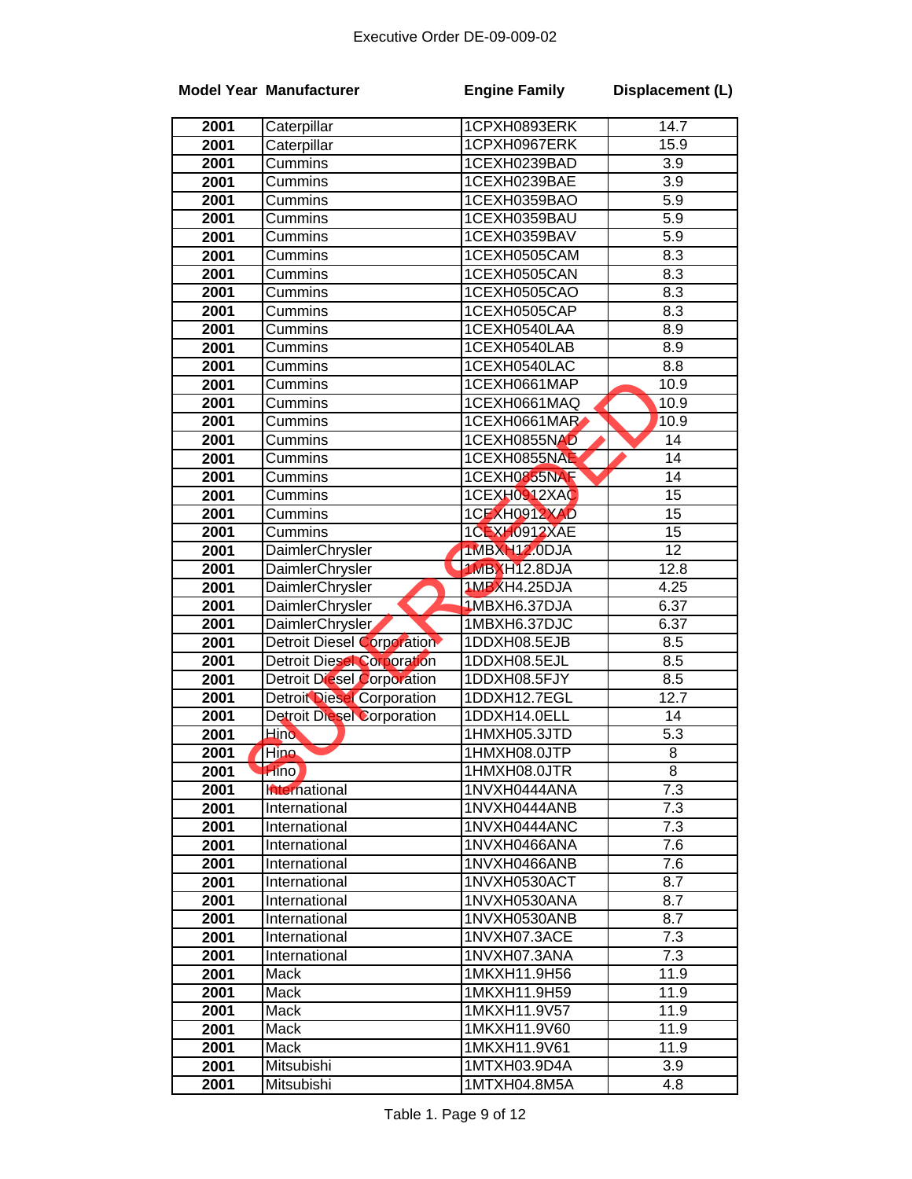Executive Order DE-09-009-02

| Model Year | Manufacturer | Engine Family | Displacement (L) |
|---|---|---|---|
| 2001 | Caterpillar | 1CPXH0893ERK | 14.7 |
| 2001 | Caterpillar | 1CPXH0967ERK | 15.9 |
| 2001 | Cummins | 1CEXH0239BAD | 3.9 |
| 2001 | Cummins | 1CEXH0239BAE | 3.9 |
| 2001 | Cummins | 1CEXH0359BAO | 5.9 |
| 2001 | Cummins | 1CEXH0359BAU | 5.9 |
| 2001 | Cummins | 1CEXH0359BAV | 5.9 |
| 2001 | Cummins | 1CEXH0505CAM | 8.3 |
| 2001 | Cummins | 1CEXH0505CAN | 8.3 |
| 2001 | Cummins | 1CEXH0505CAO | 8.3 |
| 2001 | Cummins | 1CEXH0505CAP | 8.3 |
| 2001 | Cummins | 1CEXH0540LAA | 8.9 |
| 2001 | Cummins | 1CEXH0540LAB | 8.9 |
| 2001 | Cummins | 1CEXH0540LAC | 8.8 |
| 2001 | Cummins | 1CEXH0661MAP | 10.9 |
| 2001 | Cummins | 1CEXH0661MAQ | 10.9 |
| 2001 | Cummins | 1CEXH0661MAR | 10.9 |
| 2001 | Cummins | 1CEXH0855NAD | 14 |
| 2001 | Cummins | 1CEXH0855NAE | 14 |
| 2001 | Cummins | 1CEXH0855NAF | 14 |
| 2001 | Cummins | 1CEXH0912XAC | 15 |
| 2001 | Cummins | 1CEXH0912XAD | 15 |
| 2001 | Cummins | 1CEXH0912XAE | 15 |
| 2001 | DaimlerChrysler | 1MBXH12.0DJA | 12 |
| 2001 | DaimlerChrysler | 1MBXH12.8DJA | 12.8 |
| 2001 | DaimlerChrysler | 1MBXH4.25DJA | 4.25 |
| 2001 | DaimlerChrysler | 1MBXH6.37DJA | 6.37 |
| 2001 | DaimlerChrysler | 1MBXH6.37DJC | 6.37 |
| 2001 | Detroit Diesel Corporation | 1DDXH08.5EJB | 8.5 |
| 2001 | Detroit Diesel Corporation | 1DDXH08.5EJL | 8.5 |
| 2001 | Detroit Diesel Corporation | 1DDXH08.5FJY | 8.5 |
| 2001 | Detroit Diesel Corporation | 1DDXH12.7EGL | 12.7 |
| 2001 | Detroit Diesel Corporation | 1DDXH14.0ELL | 14 |
| 2001 | Hino | 1HMXH05.3JTD | 5.3 |
| 2001 | Hino | 1HMXH08.0JTP | 8 |
| 2001 | Hino | 1HMXH08.0JTR | 8 |
| 2001 | International | 1NVXH0444ANA | 7.3 |
| 2001 | International | 1NVXH0444ANB | 7.3 |
| 2001 | International | 1NVXH0444ANC | 7.3 |
| 2001 | International | 1NVXH0466ANA | 7.6 |
| 2001 | International | 1NVXH0466ANB | 7.6 |
| 2001 | International | 1NVXH0530ACT | 8.7 |
| 2001 | International | 1NVXH0530ANA | 8.7 |
| 2001 | International | 1NVXH0530ANB | 8.7 |
| 2001 | International | 1NVXH07.3ACE | 7.3 |
| 2001 | International | 1NVXH07.3ANA | 7.3 |
| 2001 | Mack | 1MKXH11.9H56 | 11.9 |
| 2001 | Mack | 1MKXH11.9H59 | 11.9 |
| 2001 | Mack | 1MKXH11.9V57 | 11.9 |
| 2001 | Mack | 1MKXH11.9V60 | 11.9 |
| 2001 | Mack | 1MKXH11.9V61 | 11.9 |
| 2001 | Mitsubishi | 1MTXH03.9D4A | 3.9 |
| 2001 | Mitsubishi | 1MTXH04.8M5A | 4.8 |

SUPERSEDED

Table 1. Page 9 of 12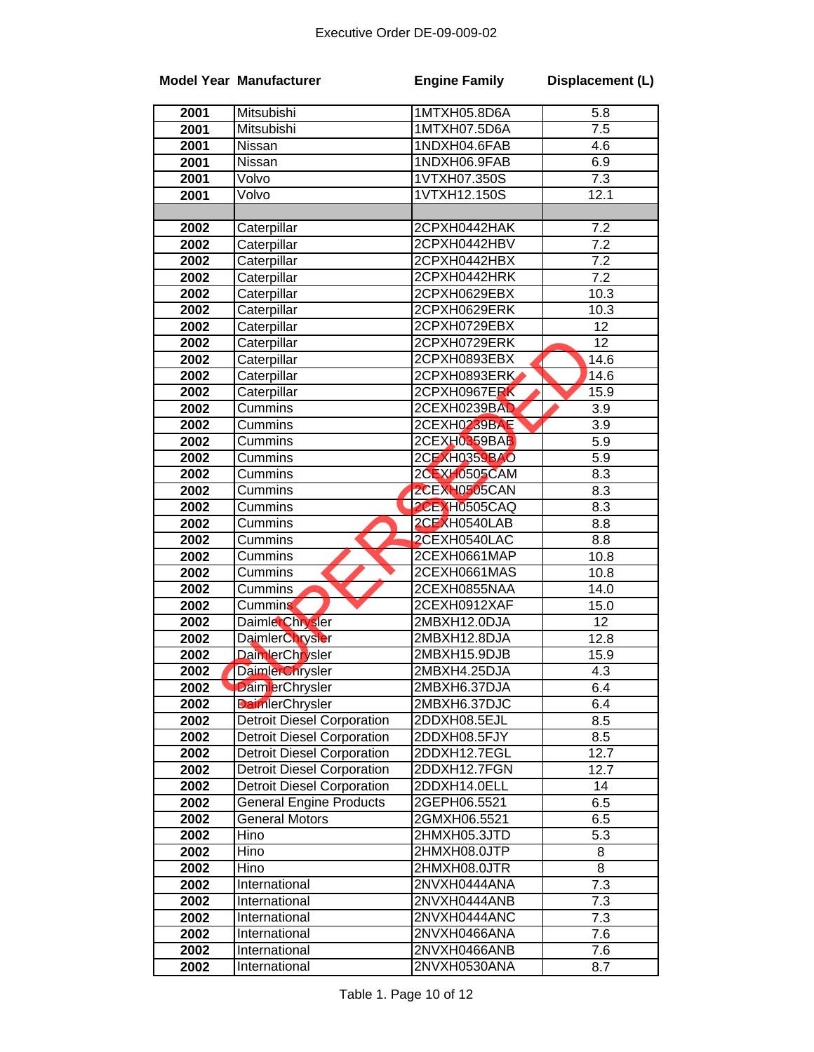Executive Order DE-09-009-02

| Model Year | Manufacturer | Engine Family | Displacement (L) |
|---|---|---|---|
| 2001 | Mitsubishi | 1MTXH05.8D6A | 5.8 |
| 2001 | Mitsubishi | 1MTXH07.5D6A | 7.5 |
| 2001 | Nissan | 1NDXH04.6FAB | 4.6 |
| 2001 | Nissan | 1NDXH06.9FAB | 6.9 |
| 2001 | Volvo | 1VTXH07.350S | 7.3 |
| 2001 | Volvo | 1VTXH12.150S | 12.1 |
| | | | |
| 2002 | Caterpillar | 2CPXH0442HAK | 7.2 |
| 2002 | Caterpillar | 2CPXH0442HBV | 7.2 |
| 2002 | Caterpillar | 2CPXH0442HBX | 7.2 |
| 2002 | Caterpillar | 2CPXH0442HRK | 7.2 |
| 2002 | Caterpillar | 2CPXH0629EBX | 10.3 |
| 2002 | Caterpillar | 2CPXH0629ERK | 10.3 |
| 2002 | Caterpillar | 2CPXH0729EBX | 12 |
| 2002 | Caterpillar | 2CPXH0729ERK | 12 |
| 2002 | Caterpillar | 2CPXH0893EBX | 14.6 |
| 2002 | Caterpillar | 2CPXH0893ERK | 14.6 |
| 2002 | Caterpillar | 2CPXH0967ERK | 15.9 |
| 2002 | Cummins | 2CEXH0239BAD | 3.9 |
| 2002 | Cummins | 2CEXH0239BAE | 3.9 |
| 2002 | Cummins | 2CEXH0359BAB | 5.9 |
| 2002 | Cummins | 2CEXH0359BAO | 5.9 |
| 2002 | Cummins | 2CEXH0505CAM | 8.3 |
| 2002 | Cummins | 2CEXH0505CAN | 8.3 |
| 2002 | Cummins | 2CEXH0505CAQ | 8.3 |
| 2002 | Cummins | 2CEXH0540LAB | 8.8 |
| 2002 | Cummins | 2CEXH0540LAC | 8.8 |
| 2002 | Cummins | 2CEXH0661MAP | 10.8 |
| 2002 | Cummins | 2CEXH0661MAS | 10.8 |
| 2002 | Cummins | 2CEXH0855NAA | 14.0 |
| 2002 | Cummins | 2CEXH0912XAF | 15.0 |
| 2002 | DaimlerChrysler | 2MBXH12.0DJA | 12 |
| 2002 | DaimlerChrysler | 2MBXH12.8DJA | 12.8 |
| 2002 | DaimlerChrysler | 2MBXH15.9DJB | 15.9 |
| 2002 | DaimlerChrysler | 2MBXH4.25DJA | 4.3 |
| 2002 | DaimlerChrysler | 2MBXH6.37DJA | 6.4 |
| 2002 | DaimlerChrysler | 2MBXH6.37DJC | 6.4 |
| 2002 | Detroit Diesel Corporation | 2DDXH08.5EJL | 8.5 |
| 2002 | Detroit Diesel Corporation | 2DDXH08.5FJY | 8.5 |
| 2002 | Detroit Diesel Corporation | 2DDXH12.7EGL | 12.7 |
| 2002 | Detroit Diesel Corporation | 2DDXH12.7FGN | 12.7 |
| 2002 | Detroit Diesel Corporation | 2DDXH14.0ELL | 14 |
| 2002 | General Engine Products | 2GEPH06.5521 | 6.5 |
| 2002 | General Motors | 2GMXH06.5521 | 6.5 |
| 2002 | Hino | 2HMXH05.3JTD | 5.3 |
| 2002 | Hino | 2HMXH08.0JTP | 8 |
| 2002 | Hino | 2HMXH08.0JTR | 8 |
| 2002 | International | 2NVXH0444ANA | 7.3 |
| 2002 | International | 2NVXH0444ANB | 7.3 |
| 2002 | International | 2NVXH0444ANC | 7.3 |
| 2002 | International | 2NVXH0466ANA | 7.6 |
| 2002 | International | 2NVXH0466ANB | 7.6 |
| 2002 | International | 2NVXH0530ANA | 8.7 |

SUPERSEDED

Table 1.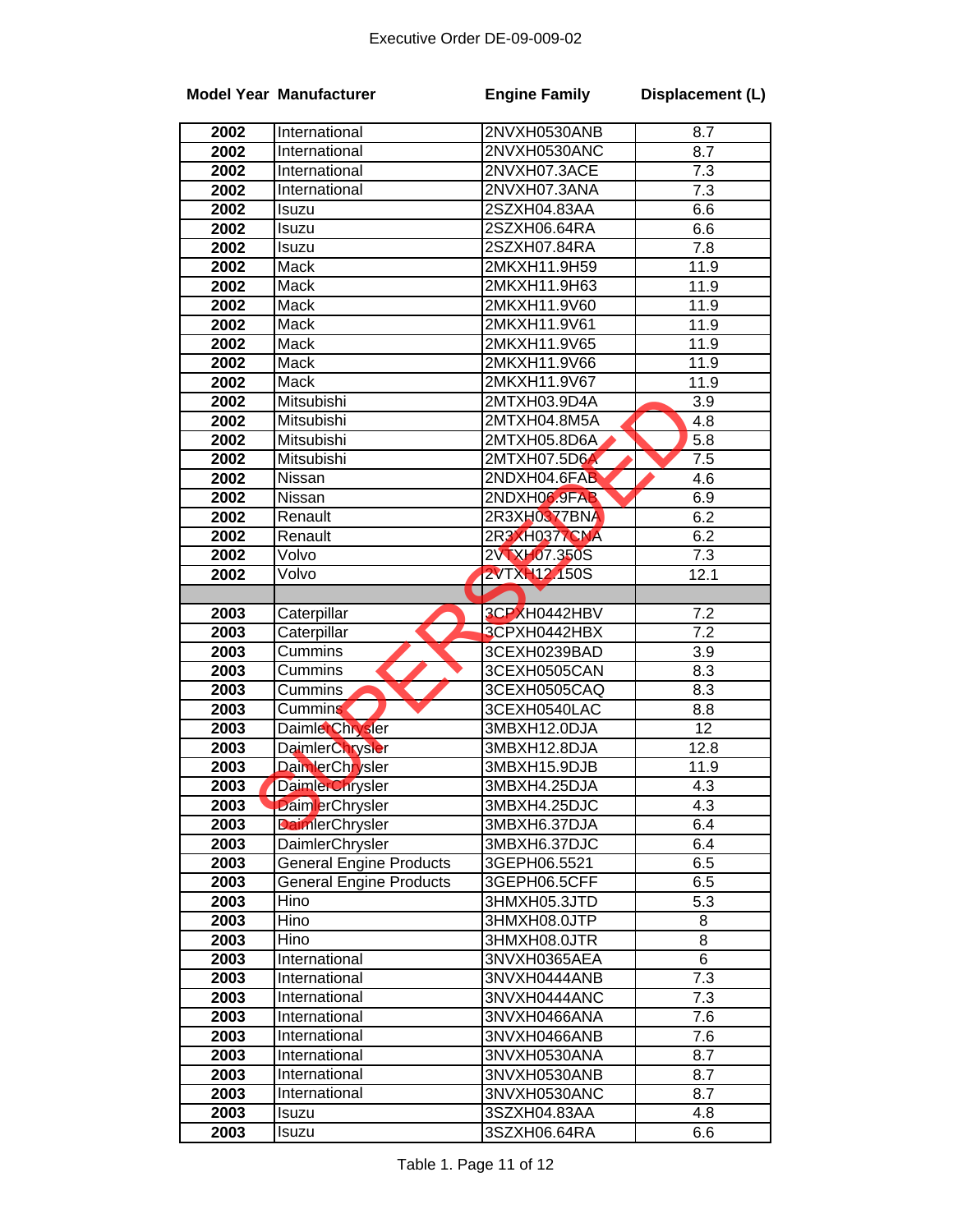| Model Year | Manufacturer | Engine Family | Displacement (L) |
|---|---|---|---|
| 2002 | International | 2NVXH0530ANB | 8.7 |
| 2002 | International | 2NVXH0530ANC | 8.7 |
| 2002 | International | 2NVXH07.3ACE | 7.3 |
| 2002 | International | 2NVXH07.3ANA | 7.3 |
| 2002 | Isuzu | 2SZXH04.83AA | 6.6 |
| 2002 | Isuzu | 2SZXH06.64RA | 6.6 |
| 2002 | Isuzu | 2SZXH07.84RA | 7.8 |
| 2002 | Mack | 2MKXH11.9H59 | 11.9 |
| 2002 | Mack | 2MKXH11.9H63 | 11.9 |
| 2002 | Mack | 2MKXH11.9V60 | 11.9 |
| 2002 | Mack | 2MKXH11.9V61 | 11.9 |
| 2002 | Mack | 2MKXH11.9V65 | 11.9 |
| 2002 | Mack | 2MKXH11.9V66 | 11.9 |
| 2002 | Mack | 2MKXH11.9V67 | 11.9 |
| 2002 | Mitsubishi | 2MTXH03.9D4A | 3.9 |
| 2002 | Mitsubishi | 2MTXH04.8M5A | 4.8 |
| 2002 | Mitsubishi | 2MTXH05.8D6A | 5.8 |
| 2002 | Mitsubishi | 2MTXH07.5D6A | 7.5 |
| 2002 | Nissan | 2NDXH04.6FAB | 4.6 |
| 2002 | Nissan | 2NDXH06.9FAB | 6.9 |
| 2002 | Renault | 2R3XH0377BNA | 6.2 |
| 2002 | Renault | 2R3XH0377CNA | 6.2 |
| 2002 | Volvo | 2VTXH07.350S | 7.3 |
| 2002 | Volvo | 2VTXH12.150S | 12.1 |
| | | | |
| 2003 | Caterpillar | 3CPXH0442HBV | 7.2 |
| 2003 | Caterpillar | 3CPXH0442HBX | 7.2 |
| 2003 | Cummins | 3CEXH0239BAD | 3.9 |
| 2003 | Cummins | 3CEXH0505CAN | 8.3 |
| 2003 | Cummins | 3CEXH0505CAQ | 8.3 |
| 2003 | Cummins | 3CEXH0540LAC | 8.8 |
| 2003 | DaimlerChrysler | 3MBXH12.0DJA | 12 |
| 2003 | DaimlerChrysler | 3MBXH12.8DJA | 12.8 |
| 2003 | DaimlerChrysler | 3MBXH15.9DJB | 11.9 |
| 2003 | DaimlerChrysler | 3MBXH4.25DJA | 4.3 |
| 2003 | DaimlerChrysler | 3MBXH4.25DJC | 4.3 |
| 2003 | DaimlerChrysler | 3MBXH6.37DJA | 6.4 |
| 2003 | DaimlerChrysler | 3MBXH6.37DJC | 6.4 |
| 2003 | General Engine Products | 3GEPH06.5521 | 6.5 |
| 2003 | General Engine Products | 3GEPH06.5CFF | 6.5 |
| 2003 | Hino | 3HMXH05.3JTD | 5.3 |
| 2003 | Hino | 3HMXH08.0JTP | 8 |
| 2003 | Hino | 3HMXH08.0JTR | 8 |
| 2003 | International | 3NVXH0365AEA | 6 |
| 2003 | International | 3NVXH0444ANB | 7.3 |
| 2003 | International | 3NVXH0444ANC | 7.3 |
| 2003 | International | 3NVXH0466ANA | 7.6 |
| 2003 | International | 3NVXH0466ANB | 7.6 |
| 2003 | International | 3NVXH0530ANA | 8.7 |
| 2003 | International | 3NVXH0530ANB | 8.7 |
| 2003 | International | 3NVXH0530ANC | 8.7 |
| 2003 | Isuzu | 3SZXH04.83AA | 4.8 |
| 2003 | Isuzu | 3SZXH06.64RA | 6.6 |

SUPERSEDED

Table 1.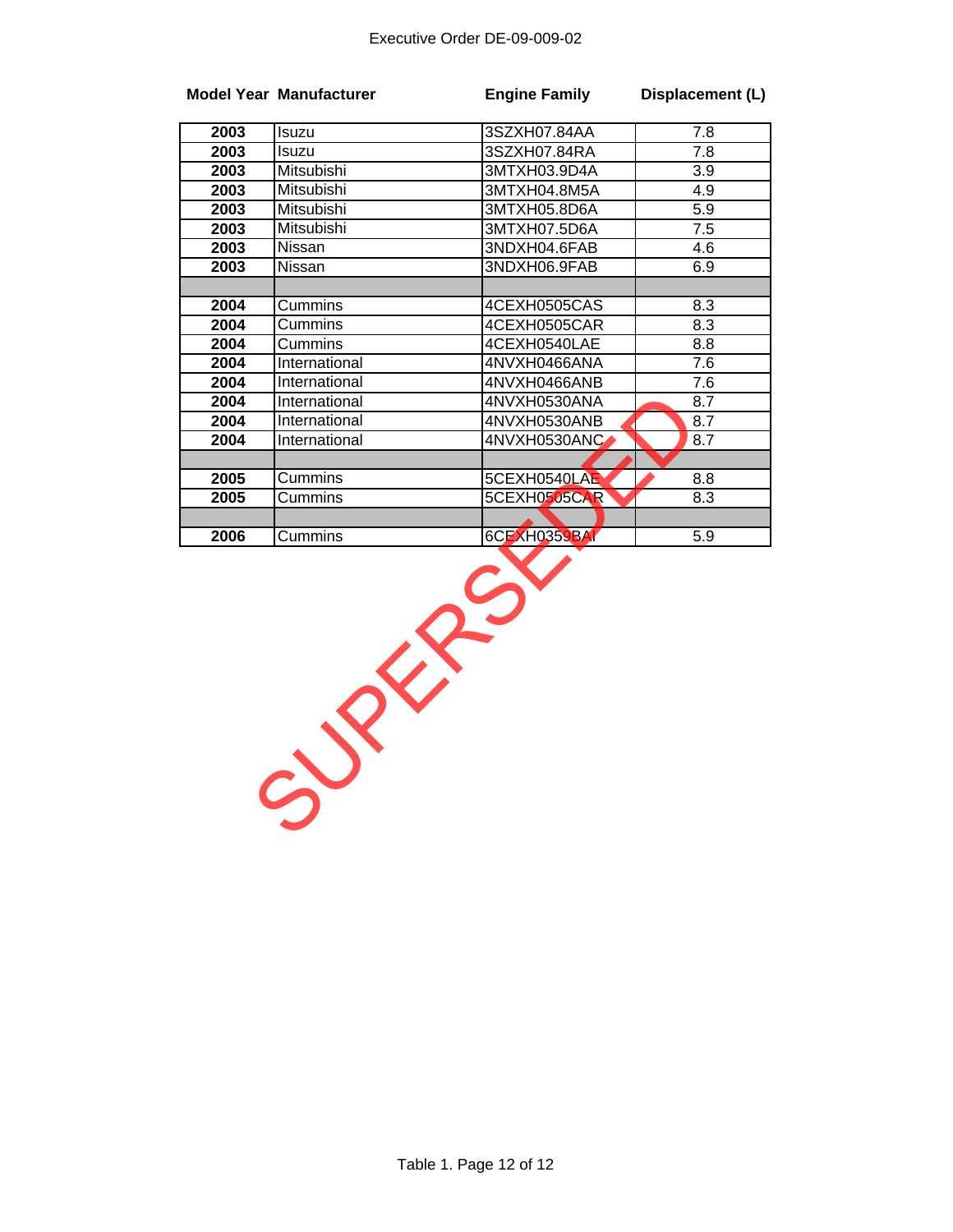| Model Year | Manufacturer | Engine Family | Displacement (L) |
|---|---|---|---|
| **2003** | Isuzu | 3SZXH07.84AA | 7.8 |
| **2003** | Isuzu | 3SZXH07.84RA | 7.8 |
| **2003** | Mitsubishi | 3MTXH03.9D4A | 3.9 |
| **2003** | Mitsubishi | 3MTXH04.8M5A | 4.9 |
| **2003** | Mitsubishi | 3MTXH05.8D6A | 5.9 |
| **2003** | Mitsubishi | 3MTXH07.5D6A | 7.5 |
| **2003** | Nissan | 3NDXH04.6FAB | 4.6 |
| **2003** | Nissan | 3NDXH06.9FAB | 6.9 |
| | | | |
| **2004** | Cummins | 4CEXH0505CAS | 8.3 |
| **2004** | Cummins | 4CEXH0505CAR | 8.3 |
| **2004** | Cummins | 4CEXH0540LAE | 8.8 |
| **2004** | International | 4NVXH0466ANA | 7.6 |
| **2004** | International | 4NVXH0466ANB | 7.6 |
| **2004** | International | 4NVXH0530ANA | 8.7 |
| **2004** | International | 4NVXH0530ANB | 8.7 |
| **2004** | International | 4NVXH0530ANC | 8.7 |
| | | | |
| **2005** | Cummins | 5CEXH0540LAE | 8.8 |
| **2005** | Cummins | 5CEXH0505CAR | 8.3 |
| | | | |
| **2006** | Cummins | 6CEXH0359BAI | 5.9 |

SUPERSEDED